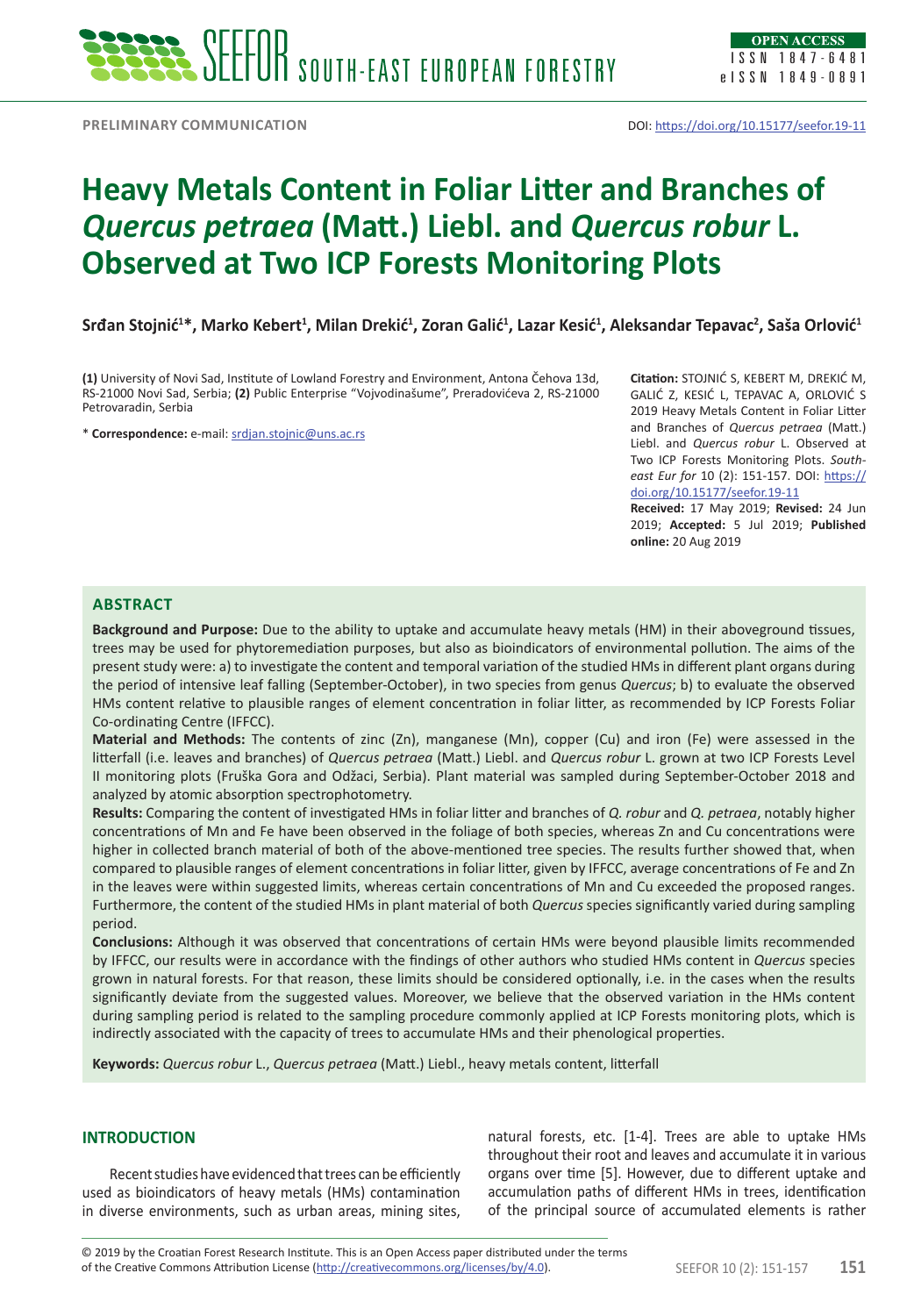PRELIMINARY COMMUNICATION

DOI: https://doi.org/10.15177/seefor.19-11

# Heavy Metals Content in Foliar Litter and Branches of *Quercus petraea* (Matt.) Liebl. and *Quercus robur* L. Observed at Two ICP Forests Monitoring Plots

**Srđan Stojnić[1]*, Marko Kebert[1], Milan Drekić[1], Zoran Galić[1], Lazar Kesić[1], Aleksandar Tepavac[2], Saša Orlović[1]**

**(1)** University of Novi Sad, Institute of Lowland Forestry and Environment, Antona Čehova 13d, RS-21000 Novi Sad, Serbia; **(2)** Public Enterprise "Vojvodinašume", Preradovićeva 2, RS-21000 Petrovaradin, Serbia

\* **Correspondence:** e-mail: srdjan.stojnic@uns.ac.rs

**Citation:** STOJNIĆ S, KEBERT M, DREKIĆ M, GALIĆ Z, KESIĆ L, TEPAVAC A, ORLOVIĆ S 2019 Heavy Metals Content in Foliar Litter and Branches of *Quercus petraea* (Matt.) Liebl. and *Quercus robur* L. Observed at Two ICP Forests Monitoring Plots. *South-east Eur for* 10 (2): 151-157. DOI: https://doi.org/10.15177/seefor.19-11

**Received:** 17 May 2019; **Revised:** 24 Jun 2019; **Accepted:** 5 Jul 2019; **Published online:** 20 Aug 2019

## ABSTRACT

**Background and Purpose:** Due to the ability to uptake and accumulate heavy metals (HM) in their aboveground tissues, trees may be used for phytoremediation purposes, but also as bioindicators of environmental pollution. The aims of the present study were: a) to investigate the content and temporal variation of the studied HMs in different plant organs during the period of intensive leaf falling (September-October), in two species from genus *Quercus*; b) to evaluate the observed HMs content relative to plausible ranges of element concentration in foliar litter, as recommended by ICP Forests Foliar Co-ordinating Centre (IFFCC).

**Material and Methods:** The contents of zinc (Zn), manganese (Mn), copper (Cu) and iron (Fe) were assessed in the litterfall (i.e. leaves and branches) of *Quercus petraea* (Matt.) Liebl. and *Quercus robur* L. grown at two ICP Forests Level II monitoring plots (Fruška Gora and Odžaci, Serbia). Plant material was sampled during September-October 2018 and analyzed by atomic absorption spectrophotometry.

**Results:** Comparing the content of investigated HMs in foliar litter and branches of *Q. robur* and *Q. petraea*, notably higher concentrations of Mn and Fe have been observed in the foliage of both species, whereas Zn and Cu concentrations were higher in collected branch material of both of the above-mentioned tree species. The results further showed that, when compared to plausible ranges of element concentrations in foliar litter, given by IFFCC, average concentrations of Fe and Zn in the leaves were within suggested limits, whereas certain concentrations of Mn and Cu exceeded the proposed ranges. Furthermore, the content of the studied HMs in plant material of both *Quercus* species significantly varied during sampling period.

**Conclusions:** Although it was observed that concentrations of certain HMs were beyond plausible limits recommended by IFFCC, our results were in accordance with the findings of other authors who studied HMs content in *Quercus* species grown in natural forests. For that reason, these limits should be considered optionally, i.e. in the cases when the results significantly deviate from the suggested values. Moreover, we believe that the observed variation in the HMs content during sampling period is related to the sampling procedure commonly applied at ICP Forests monitoring plots, which is indirectly associated with the capacity of trees to accumulate HMs and their phenological properties.

**Keywords:** *Quercus robur* L., *Quercus petraea* (Matt.) Liebl., heavy metals content, litterfall

## INTRODUCTION

Recent studies have evidenced that trees can be efficiently used as bioindicators of heavy metals (HMs) contamination in diverse environments, such as urban areas, mining sites, natural forests, etc. [1-4]. Trees are able to uptake HMs throughout their root and leaves and accumulate it in various organs over time [5]. However, due to different uptake and accumulation paths of different HMs in trees, identification of the principal source of accumulated elements is rather

© 2019 by the Croatian Forest Research Institute. This is an Open Access paper distributed under the terms of the Creative Commons Attribution License (http://creativecommons.org/licenses/by/4.0).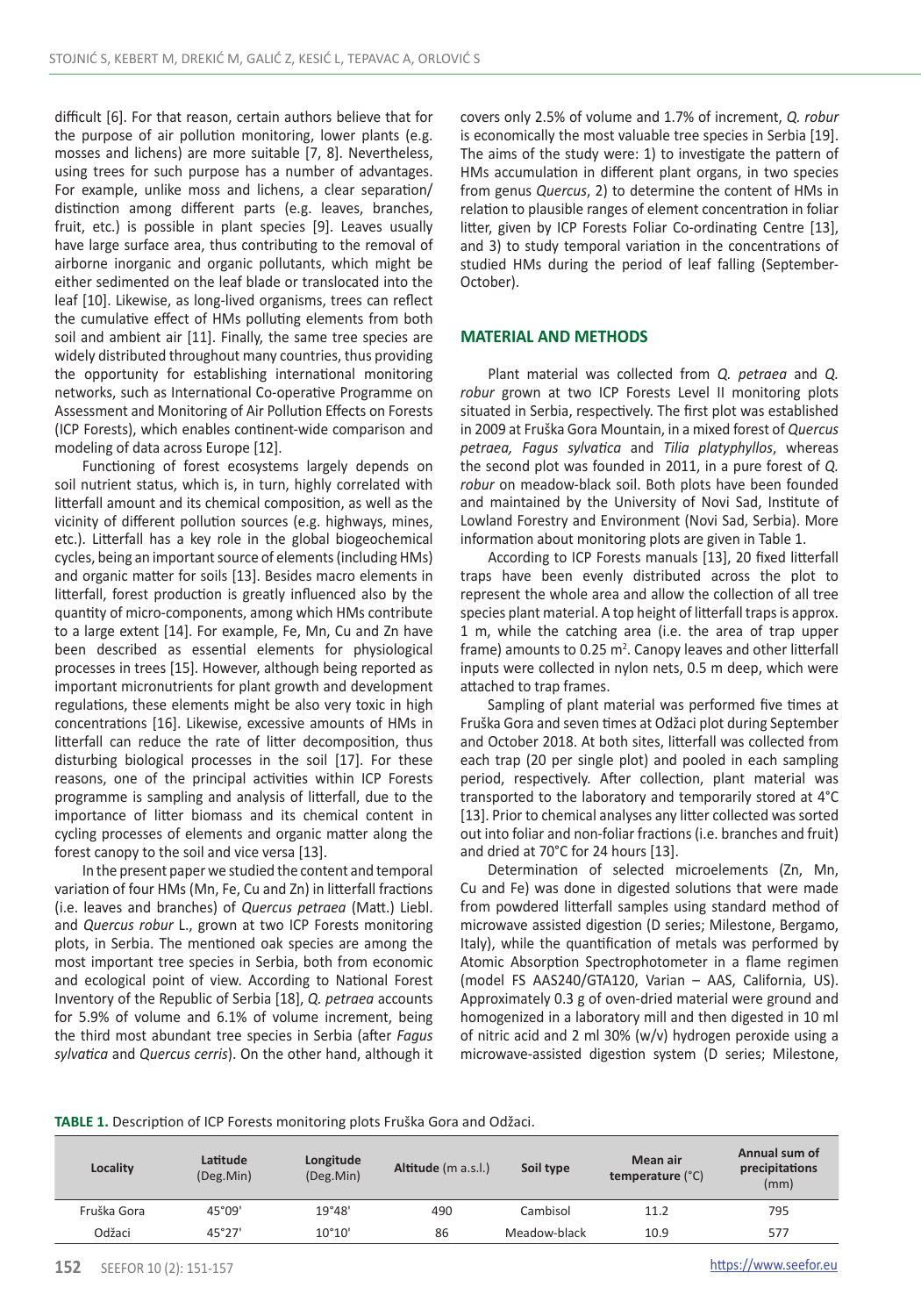difficult [6]. For that reason, certain authors believe that for the purpose of air pollution monitoring, lower plants (e.g. mosses and lichens) are more suitable [7, 8]. Nevertheless, using trees for such purpose has a number of advantages. For example, unlike moss and lichens, a clear separation/distinction among different parts (e.g. leaves, branches, fruit, etc.) is possible in plant species [9]. Leaves usually have large surface area, thus contributing to the removal of airborne inorganic and organic pollutants, which might be either sedimented on the leaf blade or translocated into the leaf [10]. Likewise, as long-lived organisms, trees can reflect the cumulative effect of HMs polluting elements from both soil and ambient air [11]. Finally, the same tree species are widely distributed throughout many countries, thus providing the opportunity for establishing international monitoring networks, such as International Co-operative Programme on Assessment and Monitoring of Air Pollution Effects on Forests (ICP Forests), which enables continent-wide comparison and modeling of data across Europe [12].

Functioning of forest ecosystems largely depends on soil nutrient status, which is, in turn, highly correlated with litterfall amount and its chemical composition, as well as the vicinity of different pollution sources (e.g. highways, mines, etc.). Litterfall has a key role in the global biogeochemical cycles, being an important source of elements (including HMs) and organic matter for soils [13]. Besides macro elements in litterfall, forest production is greatly influenced also by the quantity of micro-components, among which HMs contribute to a large extent [14]. For example, Fe, Mn, Cu and Zn have been described as essential elements for physiological processes in trees [15]. However, although being reported as important micronutrients for plant growth and development regulations, these elements might be also very toxic in high concentrations [16]. Likewise, excessive amounts of HMs in litterfall can reduce the rate of litter decomposition, thus disturbing biological processes in the soil [17]. For these reasons, one of the principal activities within ICP Forests programme is sampling and analysis of litterfall, due to the importance of litter biomass and its chemical content in cycling processes of elements and organic matter along the forest canopy to the soil and vice versa [13].

In the present paper we studied the content and temporal variation of four HMs (Mn, Fe, Cu and Zn) in litterfall fractions (i.e. leaves and branches) of *Quercus petraea* (Matt.) Liebl. and *Quercus robur* L., grown at two ICP Forests monitoring plots, in Serbia. The mentioned oak species are among the most important tree species in Serbia, both from economic and ecological point of view. According to National Forest Inventory of the Republic of Serbia [18], *Q. petraea* accounts for 5.9% of volume and 6.1% of volume increment, being the third most abundant tree species in Serbia (after *Fagus sylvatica* and *Quercus cerris*). On the other hand, although it covers only 2.5% of volume and 1.7% of increment, *Q. robur* is economically the most valuable tree species in Serbia [19]. The aims of the study were: 1) to investigate the pattern of HMs accumulation in different plant organs, in two species from genus *Quercus*, 2) to determine the content of HMs in relation to plausible ranges of element concentration in foliar litter, given by ICP Forests Foliar Co-ordinating Centre [13], and 3) to study temporal variation in the concentrations of studied HMs during the period of leaf falling (September-October).

## MATERIAL AND METHODS

Plant material was collected from *Q. petraea* and *Q. robur* grown at two ICP Forests Level II monitoring plots situated in Serbia, respectively. The first plot was established in 2009 at Fruška Gora Mountain, in a mixed forest of *Quercus petraea, Fagus sylvatica* and *Tilia platyphyllos*, whereas the second plot was founded in 2011, in a pure forest of *Q. robur* on meadow-black soil. Both plots have been founded and maintained by the University of Novi Sad, Institute of Lowland Forestry and Environment (Novi Sad, Serbia). More information about monitoring plots are given in Table 1.

According to ICP Forests manuals [13], 20 fixed litterfall traps have been evenly distributed across the plot to represent the whole area and allow the collection of all tree species plant material. A top height of litterfall traps is approx. 1 m, while the catching area (i.e. the area of trap upper frame) amounts to 0.25 $m^2$. Canopy leaves and other litterfall inputs were collected in nylon nets, 0.5 m deep, which were attached to trap frames.

Sampling of plant material was performed five times at Fruška Gora and seven times at Odžaci plot during September and October 2018. At both sites, litterfall was collected from each trap (20 per single plot) and pooled in each sampling period, respectively. After collection, plant material was transported to the laboratory and temporarily stored at 4°C [13]. Prior to chemical analyses any litter collected was sorted out into foliar and non-foliar fractions (i.e. branches and fruit) and dried at 70°C for 24 hours [13].

Determination of selected microelements (Zn, Mn, Cu and Fe) was done in digested solutions that were made from powdered litterfall samples using standard method of microwave assisted digestion (D series; Milestone, Bergamo, Italy), while the quantification of metals was performed by Atomic Absorption Spectrophotometer in a flame regimen (model FS AAS240/GTA120, Varian – AAS, California, US). Approximately 0.3 g of oven-dried material were ground and homogenized in a laboratory mill and then digested in 10 ml of nitric acid and 2 ml 30% (w/v) hydrogen peroxide using a microwave-assisted digestion system (D series; Milestone,

**TABLE 1.** Description of ICP Forests monitoring plots Fruška Gora and Odžaci.

| Locality | Latitude (Deg.Min) | Longitude (Deg.Min) | Altitude (m a.s.l.) | Soil type | Mean air temperature (°C) | Annual sum of precipitations (mm) |
|---|---|---|---|---|---|---|
| Fruška Gora | 45°09' | 19°48' | 490 | Cambisol | 11.2 | 795 |
| Odžaci | 45°27' | 10°10' | 86 | Meadow-black | 10.9 | 577 |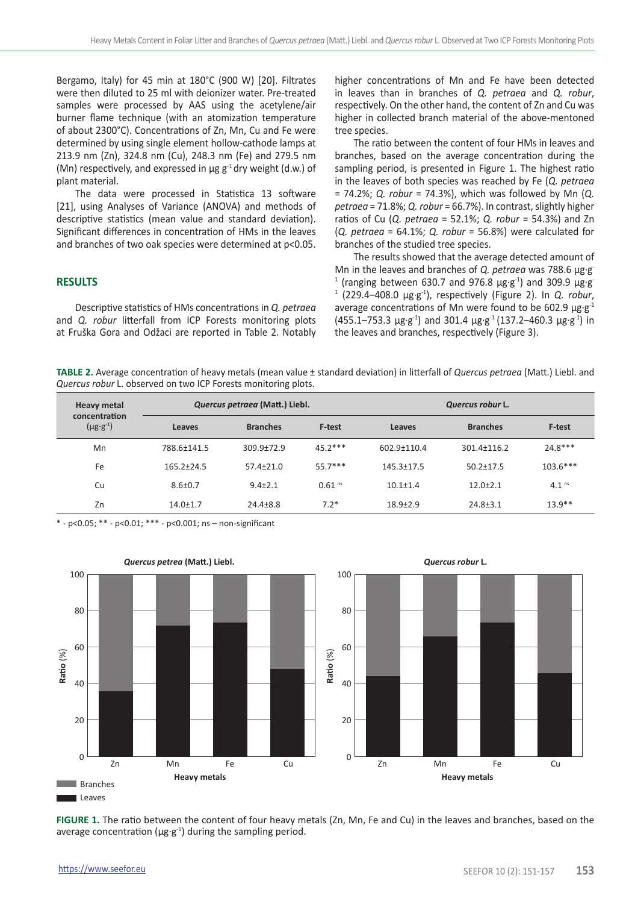Bergamo, Italy) for 45 min at 180°C (900 W) [20]. Filtrates were then diluted to 25 ml with deionizer water. Pre-treated samples were processed by AAS using the acetylene/air burner flame technique (with an atomization temperature of about 2300°C). Concentrations of Zn, Mn, Cu and Fe were determined by using single element hollow-cathode lamps at 213.9 nm (Zn), 324.8 nm (Cu), 248.3 nm (Fe) and 279.5 nm (Mn) respectively, and expressed in µg $g^{-1}$ dry weight (d.w.) of plant material.

The data were processed in Statistica 13 software [21], using Analyses of Variance (ANOVA) and methods of descriptive statistics (mean value and standard deviation). Significant differences in concentration of HMs in the leaves and branches of two oak species were determined at $p<0.05$.

## RESULTS

Descriptive statistics of HMs concentrations in *Q. petraea* and *Q. robur* litterfall from ICP Forests monitoring plots at Fruška Gora and Odžaci are reported in Table 2. Notably higher concentrations of Mn and Fe have been detected in leaves than in branches of *Q. petraea* and *Q. robur*, respectively. On the other hand, the content of Zn and Cu was higher in collected branch material of the above-mentioned tree species.

The ratio between the content of four HMs in leaves and branches, based on the average concentration during the sampling period, is presented in Figure 1. The highest ratio in the leaves of both species was reached by Fe (*Q. petraea* = 74.2%; *Q. robur* = 74.3%), which was followed by Mn (*Q. petraea* = 71.8%; *Q. robur* = 66.7%). In contrast, slightly higher ratios of Cu (*Q. petraea* = 52.1%; *Q. robur* = 54.3%) and Zn (*Q. petraea* = 64.1%; *Q. robur* = 56.8%) were calculated for branches of the studied tree species.

The results showed that the average detected amount of Mn in the leaves and branches of *Q. petraea* was 788.6 µg·$g^{-1}$ (ranging between 630.7 and 976.8 µg·$g^{-1}$) and 309.9 µg·$g^{-1}$ (229.4–408.0 µg·$g^{-1}$), respectively (Figure 2). In *Q. robur*, average concentrations of Mn were found to be 602.9 µg·$g^{-1}$ (455.1–753.3 µg·$g^{-1}$) and 301.4 µg·$g^{-1}$ (137.2–460.3 µg·$g^{-1}$) in the leaves and branches, respectively (Figure 3).

**TABLE 2.** Average concentration of heavy metals (mean value ± standard deviation) in litterfall of *Quercus petraea* (Matt.) Liebl. and *Quercus robur* L. observed on two ICP Forests monitoring plots.

| Heavy metal concentration (µg·$g^{-1}$) | *Quercus petraea* (Matt.) Liebl. | | | *Quercus robur* L. | | |
|---|---|---|---|---|---|---|
| | Leaves | Branches | F-test | Leaves | Branches | F-test |
| Mn | 788.6±141.5 | 309.9±72.9 | 45.2*** | 602.9±110.4 | 301.4±116.2 | 24.8*** |
| Fe | 165.2±24.5 | 57.4±21.0 | 55.7*** | 145.3±17.5 | 50.2±17.5 | 103.6*** |
| Cu | 8.6±0.7 | 9.4±2.1 | 0.61 ns | 10.1±1.4 | 12.0±2.1 | 4.1 ns |
| Zn | 14.0±1.7 | 24.4±8.8 | 7.2* | 18.9±2.9 | 24.8±3.1 | 13.9** |

* - p<0.05; ** - p<0.01; *** - p<0.001; ns – non-significant

**FIGURE 1.** The ratio between the content of four heavy metals (Zn, Mn, Fe and Cu) in the leaves and branches, based on the average concentration (µg·$g^{-1}$) during the sampling period.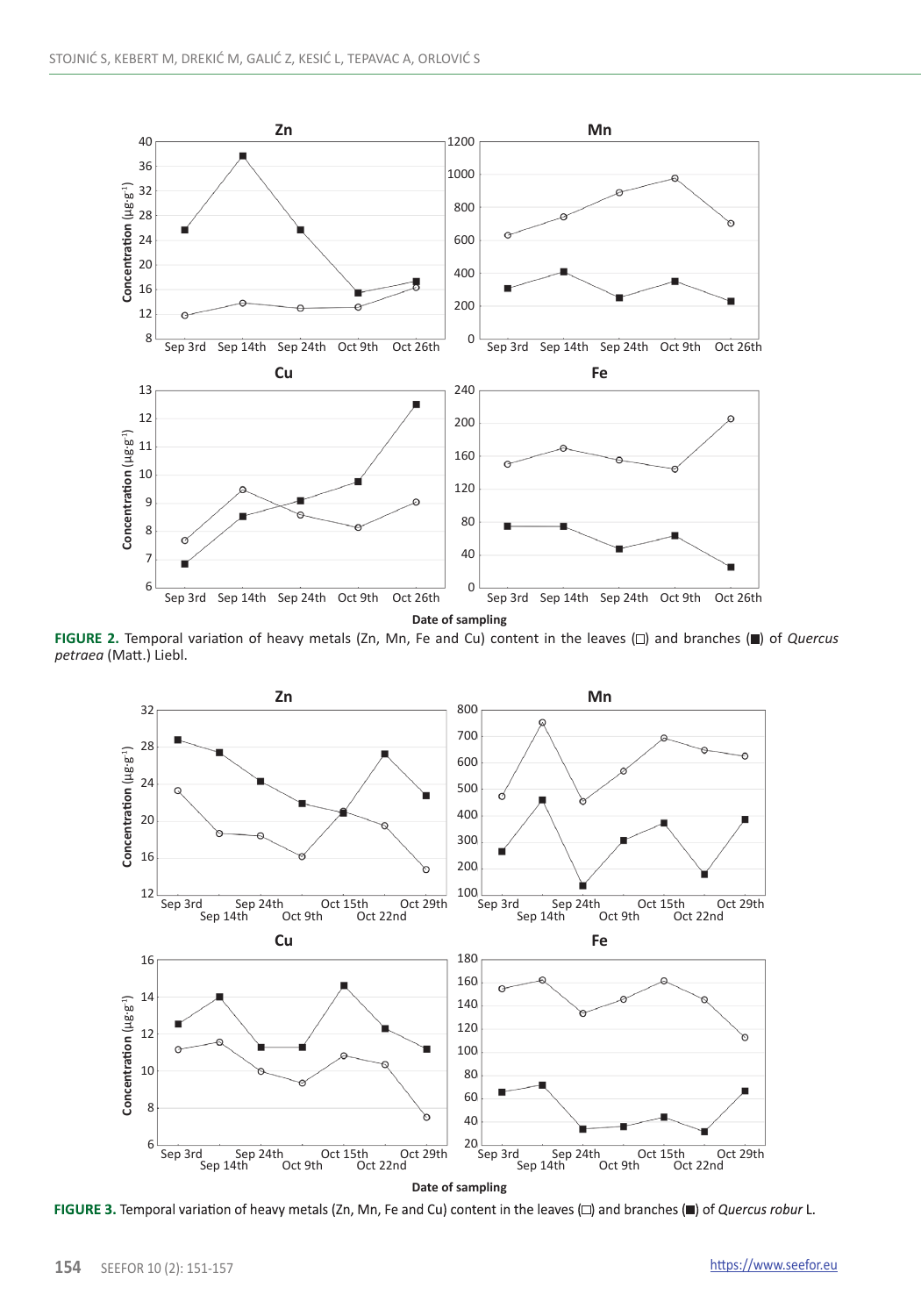**FIGURE 2.** Temporal variation of heavy metals (Zn, Mn, Fe and Cu) content in the leaves (□) and branches (■) of *Quercus petraea* (Matt.) Liebl.

**FIGURE 3.** Temporal variation of heavy metals (Zn, Mn, Fe and Cu) content in the leaves (□) and branches (■) of *Quercus robur* L.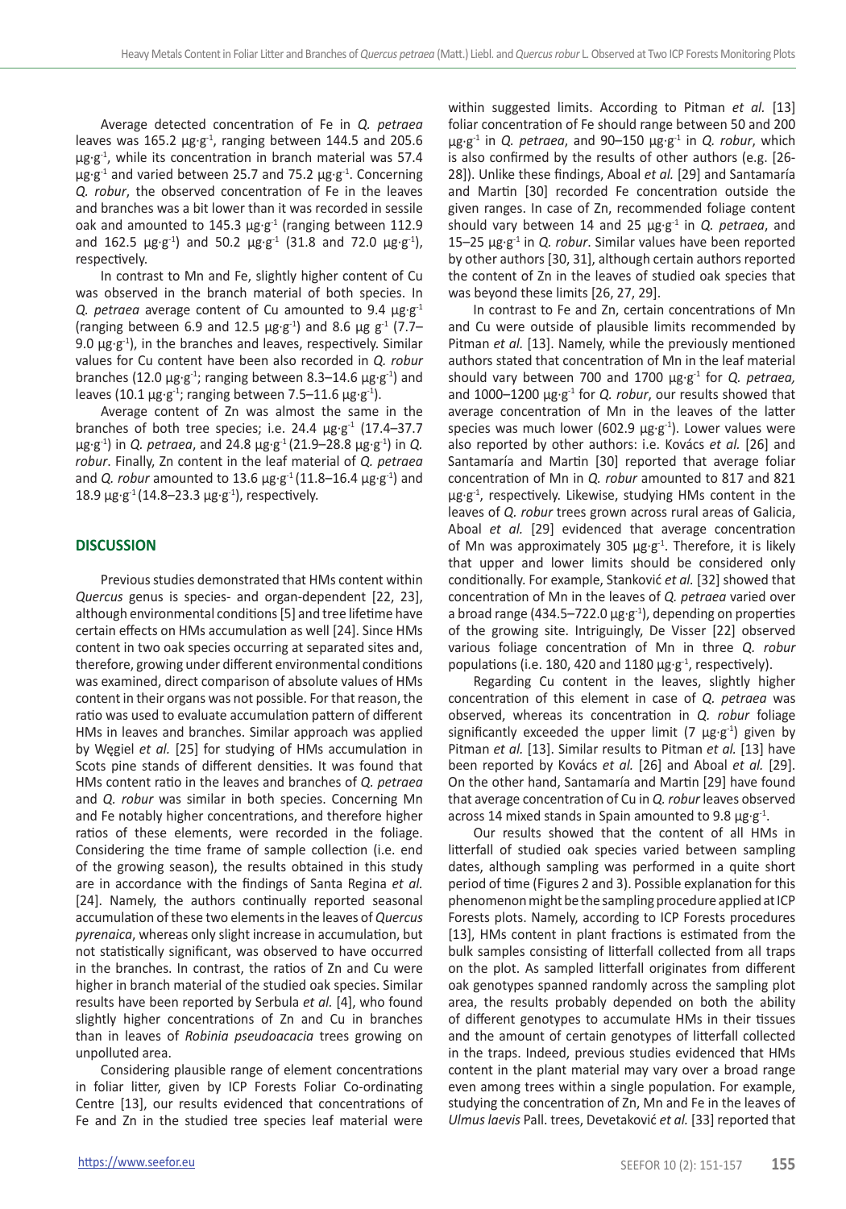Average detected concentration of Fe in *Q. petraea* leaves was 165.2 μg·g$^{-1}$, ranging between 144.5 and 205.6 μg·g$^{-1}$, while its concentration in branch material was 57.4 μg·g$^{-1}$ and varied between 25.7 and 75.2 μg·g$^{-1}$. Concerning *Q. robur*, the observed concentration of Fe in the leaves and branches was a bit lower than it was recorded in sessile oak and amounted to 145.3 μg·g$^{-1}$ (ranging between 112.9 and 162.5 μg·g$^{-1}$) and 50.2 μg·g$^{-1}$ (31.8 and 72.0 μg·g$^{-1}$), respectively.

In contrast to Mn and Fe, slightly higher content of Cu was observed in the branch material of both species. In *Q. petraea* average content of Cu amounted to 9.4 μg·g$^{-1}$ (ranging between 6.9 and 12.5 μg·g$^{-1}$) and 8.6 μg g$^{-1}$ (7.7–9.0 μg·g$^{-1}$), in the branches and leaves, respectively. Similar values for Cu content have been also recorded in *Q. robur* branches (12.0 μg·g$^{-1}$; ranging between 8.3–14.6 μg·g$^{-1}$) and leaves (10.1 μg·g$^{-1}$; ranging between 7.5–11.6 μg·g$^{-1}$).

Average content of Zn was almost the same in the branches of both tree species; i.e. 24.4 μg·g$^{-1}$ (17.4–37.7 μg·g$^{-1}$) in *Q. petraea*, and 24.8 μg·g$^{-1}$ (21.9–28.8 μg·g$^{-1}$) in *Q. robur*. Finally, Zn content in the leaf material of *Q. petraea* and *Q. robur* amounted to 13.6 μg·g$^{-1}$ (11.8–16.4 μg·g$^{-1}$) and 18.9 μg·g$^{-1}$ (14.8–23.3 μg·g$^{-1}$), respectively.

## DISCUSSION

Previous studies demonstrated that HMs content within *Quercus* genus is species- and organ-dependent [22, 23], although environmental conditions [5] and tree lifetime have certain effects on HMs accumulation as well [24]. Since HMs content in two oak species occurring at separated sites and, therefore, growing under different environmental conditions was examined, direct comparison of absolute values of HMs content in their organs was not possible. For that reason, the ratio was used to evaluate accumulation pattern of different HMs in leaves and branches. Similar approach was applied by Węgiel *et al.* [25] for studying of HMs accumulation in Scots pine stands of different densities. It was found that HMs content ratio in the leaves and branches of *Q. petraea* and *Q. robur* was similar in both species. Concerning Mn and Fe notably higher concentrations, and therefore higher ratios of these elements, were recorded in the foliage. Considering the time frame of sample collection (i.e. end of the growing season), the results obtained in this study are in accordance with the findings of Santa Regina *et al.* [24]. Namely, the authors continually reported seasonal accumulation of these two elements in the leaves of *Quercus pyrenaica*, whereas only slight increase in accumulation, but not statistically significant, was observed to have occurred in the branches. In contrast, the ratios of Zn and Cu were higher in branch material of the studied oak species. Similar results have been reported by Serbula *et al.* [4], who found slightly higher concentrations of Zn and Cu in branches than in leaves of *Robinia pseudoacacia* trees growing on unpolluted area.

Considering plausible range of element concentrations in foliar litter, given by ICP Forests Foliar Co-ordinating Centre [13], our results evidenced that concentrations of Fe and Zn in the studied tree species leaf material were within suggested limits. According to Pitman *et al.* [13] foliar concentration of Fe should range between 50 and 200 μg·g$^{-1}$ in *Q. petraea*, and 90–150 μg·g$^{-1}$ in *Q. robur*, which is also confirmed by the results of other authors (e.g. [26-28]). Unlike these findings, Aboal *et al.* [29] and Santamaría and Martin [30] recorded Fe concentration outside the given ranges. In case of Zn, recommended foliage content should vary between 14 and 25 μg·g$^{-1}$ in *Q. petraea*, and 15–25 μg·g$^{-1}$ in *Q. robur*. Similar values have been reported by other authors [30, 31], although certain authors reported the content of Zn in the leaves of studied oak species that was beyond these limits [26, 27, 29].

In contrast to Fe and Zn, certain concentrations of Mn and Cu were outside of plausible limits recommended by Pitman *et al.* [13]. Namely, while the previously mentioned authors stated that concentration of Mn in the leaf material should vary between 700 and 1700 μg·g$^{-1}$ for *Q. petraea,* and 1000–1200 μg·g$^{-1}$ for *Q. robur*, our results showed that average concentration of Mn in the leaves of the latter species was much lower (602.9 μg·g$^{-1}$). Lower values were also reported by other authors: i.e. Kovács *et al.* [26] and Santamaría and Martin [30] reported that average foliar concentration of Mn in *Q. robur* amounted to 817 and 821 μg·g$^{-1}$, respectively. Likewise, studying HMs content in the leaves of *Q. robur* trees grown across rural areas of Galicia, Aboal *et al.* [29] evidenced that average concentration of Mn was approximately 305 μg·g$^{-1}$. Therefore, it is likely that upper and lower limits should be considered only conditionally. For example, Stanković *et al.* [32] showed that concentration of Mn in the leaves of *Q. petraea* varied over a broad range (434.5–722.0 μg·g$^{-1}$), depending on properties of the growing site. Intriguingly, De Visser [22] observed various foliage concentration of Mn in three *Q. robur* populations (i.e. 180, 420 and 1180 μg·g$^{-1}$, respectively).

Regarding Cu content in the leaves, slightly higher concentration of this element in case of *Q. petraea* was observed, whereas its concentration in *Q. robur* foliage significantly exceeded the upper limit (7 μg·g$^{-1}$) given by Pitman *et al.* [13]. Similar results to Pitman *et al.* [13] have been reported by Kovács *et al.* [26] and Aboal *et al.* [29]. On the other hand, Santamaría and Martin [29] have found that average concentration of Cu in *Q. robur* leaves observed across 14 mixed stands in Spain amounted to 9.8 μg·g$^{-1}$.

Our results showed that the content of all HMs in litterfall of studied oak species varied between sampling dates, although sampling was performed in a quite short period of time (Figures 2 and 3). Possible explanation for this phenomenon might be the sampling procedure applied at ICP Forests plots. Namely, according to ICP Forests procedures [13], HMs content in plant fractions is estimated from the bulk samples consisting of litterfall collected from all traps on the plot. As sampled litterfall originates from different oak genotypes spanned randomly across the sampling plot area, the results probably depended on both the ability of different genotypes to accumulate HMs in their tissues and the amount of certain genotypes of litterfall collected in the traps. Indeed, previous studies evidenced that HMs content in the plant material may vary over a broad range even among trees within a single population. For example, studying the concentration of Zn, Mn and Fe in the leaves of *Ulmus laevis* Pall. trees, Devetaković *et al.* [33] reported that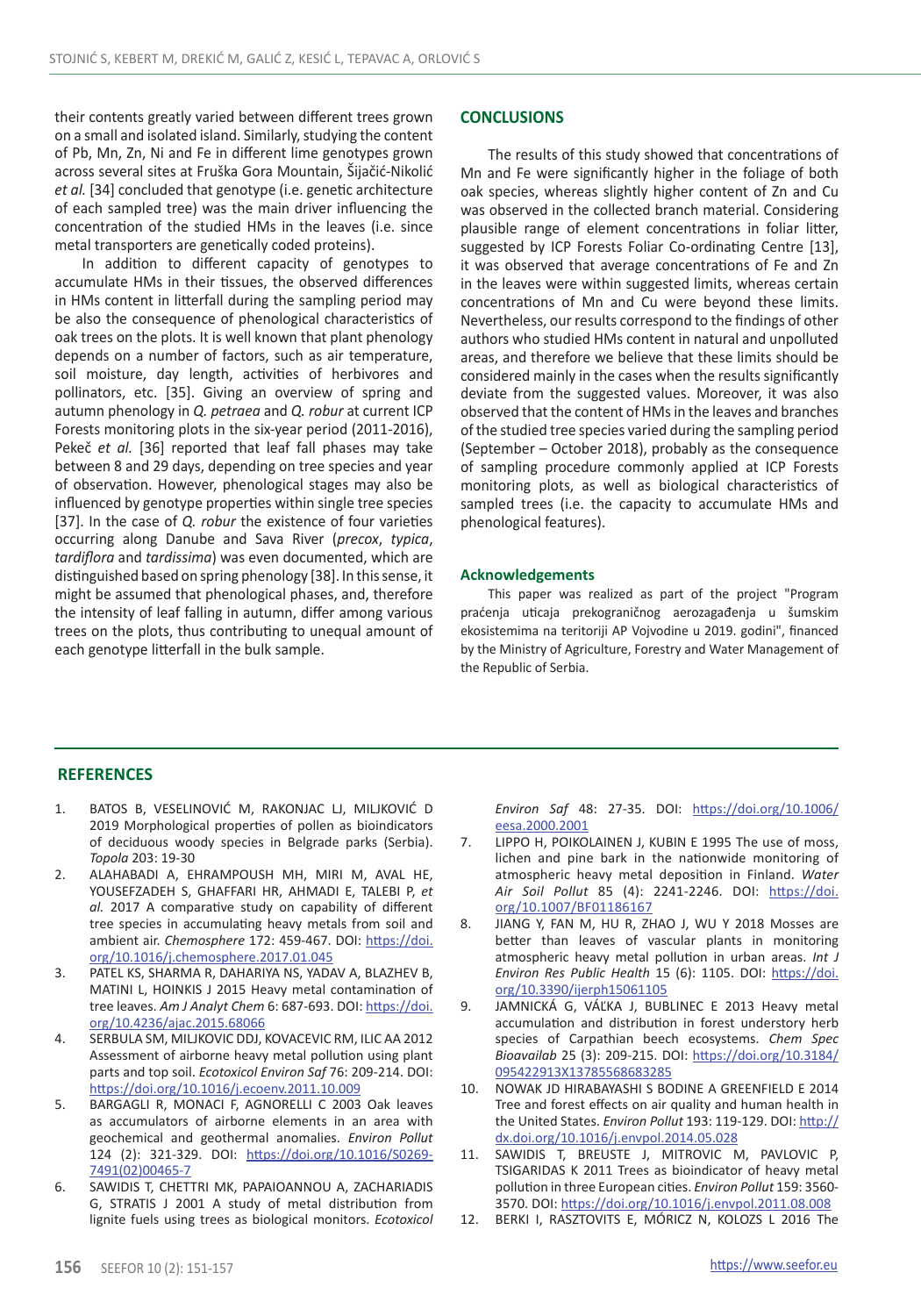their contents greatly varied between different trees grown on a small and isolated island. Similarly, studying the content of Pb, Mn, Zn, Ni and Fe in different lime genotypes grown across several sites at Fruška Gora Mountain, Šijačić-Nikolić *et al.* [34] concluded that genotype (i.e. genetic architecture of each sampled tree) was the main driver influencing the concentration of the studied HMs in the leaves (i.e. since metal transporters are genetically coded proteins).

In addition to different capacity of genotypes to accumulate HMs in their tissues, the observed differences in HMs content in litterfall during the sampling period may be also the consequence of phenological characteristics of oak trees on the plots. It is well known that plant phenology depends on a number of factors, such as air temperature, soil moisture, day length, activities of herbivores and pollinators, etc. [35]. Giving an overview of spring and autumn phenology in *Q. petraea* and *Q. robur* at current ICP Forests monitoring plots in the six-year period (2011-2016), Pekeč *et al.* [36] reported that leaf fall phases may take between 8 and 29 days, depending on tree species and year of observation. However, phenological stages may also be influenced by genotype properties within single tree species [37]. In the case of *Q. robur* the existence of four varieties occurring along Danube and Sava River (*precox*, *typica*, *tardiflora* and *tardissima*) was even documented, which are distinguished based on spring phenology [38]. In this sense, it might be assumed that phenological phases, and therefore the intensity of leaf falling in autumn, differ among various trees on the plots, thus contributing to unequal amount of each genotype litterfall in the bulk sample.

## CONCLUSIONS

The results of this study showed that concentrations of Mn and Fe were significantly higher in the foliage of both oak species, whereas slightly higher content of Zn and Cu was observed in the collected branch material. Considering plausible range of element concentrations in foliar litter, suggested by ICP Forests Foliar Co-ordinating Centre [13], it was observed that average concentrations of Fe and Zn in the leaves were within suggested limits, whereas certain concentrations of Mn and Cu were beyond these limits. Nevertheless, our results correspond to the findings of other authors who studied HMs content in natural and unpolluted areas, and therefore we believe that these limits should be considered mainly in the cases when the results significantly deviate from the suggested values. Moreover, it was also observed that the content of HMs in the leaves and branches of the studied tree species varied during the sampling period (September – October 2018), probably as the consequence of sampling procedure commonly applied at ICP Forests monitoring plots, as well as biological characteristics of sampled trees (i.e. the capacity to accumulate HMs and phenological features).

### Acknowledgements

This paper was realized as part of the project "Program praćenja uticaja prekograničnog aerozagađenja u šumskim ekosistemima na teritoriji AP Vojvodine u 2019. godini", financed by the Ministry of Agriculture, Forestry and Water Management of the Republic of Serbia.

## REFERENCES

1. BATOS B, VESELINOVIĆ M, RAKONJAC LJ, MILJKOVIĆ D 2019 Morphological properties of pollen as bioindicators of deciduous woody species in Belgrade parks (Serbia). *Topola* 203: 19-30
2. ALAHABADI A, EHRAMPOUSH MH, MIRI M, AVAL HE, YOUSEFZADEH S, GHAFFARI HR, AHMADI E, TALEBI P, *et al.* 2017 A comparative study on capability of different tree species in accumulating heavy metals from soil and ambient air. *Chemosphere* 172: 459-467. DOI: https://doi.org/10.1016/j.chemosphere.2017.01.045
3. PATEL KS, SHARMA R, DAHARIYA NS, YADAV A, BLAZHEV B, MATINI L, HOINKIS J 2015 Heavy metal contamination of tree leaves. *Am J Analyt Chem* 6: 687-693. DOI: https://doi.org/10.4236/ajac.2015.68066
4. SERBULA SM, MILJKOVIC DDJ, KOVACEVIC RM, ILIC AA 2012 Assessment of airborne heavy metal pollution using plant parts and top soil. *Ecotoxicol Environ Saf* 76: 209-214. DOI: https://doi.org/10.1016/j.ecoenv.2011.10.009
5. BARGAGLI R, MONACI F, AGNORELLI C 2003 Oak leaves as accumulators of airborne elements in an area with geochemical and geothermal anomalies. *Environ Pollut* 124 (2): 321-329. DOI: https://doi.org/10.1016/S0269-7491(02)00465-7
6. SAWIDIS T, CHETTRI MK, PAPAIOANNOU A, ZACHARIADIS G, STRATIS J 2001 A study of metal distribution from lignite fuels using trees as biological monitors. *Ecotoxicol Environ Saf* 48: 27-35. DOI: https://doi.org/10.1006/eesa.2000.2001
7. LIPPO H, POIKOLAINEN J, KUBIN E 1995 The use of moss, lichen and pine bark in the nationwide monitoring of atmospheric heavy metal deposition in Finland. *Water Air Soil Pollut* 85 (4): 2241-2246. DOI: https://doi.org/10.1007/BF01186167
8. JIANG Y, FAN M, HU R, ZHAO J, WU Y 2018 Mosses are better than leaves of vascular plants in monitoring atmospheric heavy metal pollution in urban areas. *Int J Environ Res Public Health* 15 (6): 1105. DOI: https://doi.org/10.3390/ijerph15061105
9. JAMNICKÁ G, VÁĽKA J, BUBLINEC E 2013 Heavy metal accumulation and distribution in forest understory herb species of Carpathian beech ecosystems. *Chem Spec Bioavailab* 25 (3): 209-215. DOI: https://doi.org/10.3184/095422913X13785568683285
10. NOWAK JD HIRABAYASHI S BODINE A GREENFIELD E 2014 Tree and forest effects on air quality and human health in the United States. *Environ Pollut* 193: 119-129. DOI: http://dx.doi.org/10.1016/j.envpol.2014.05.028
11. SAWIDIS T, BREUSTE J, MITROVIC M, PAVLOVIC P, TSIGARIDAS K 2011 Trees as bioindicator of heavy metal pollution in three European cities. *Environ Pollut* 159: 3560-3570. DOI: https://doi.org/10.1016/j.envpol.2011.08.008
12. BERKI I, RASZTOVITS E, MÓRICZ N, KOLOZS L 2016 The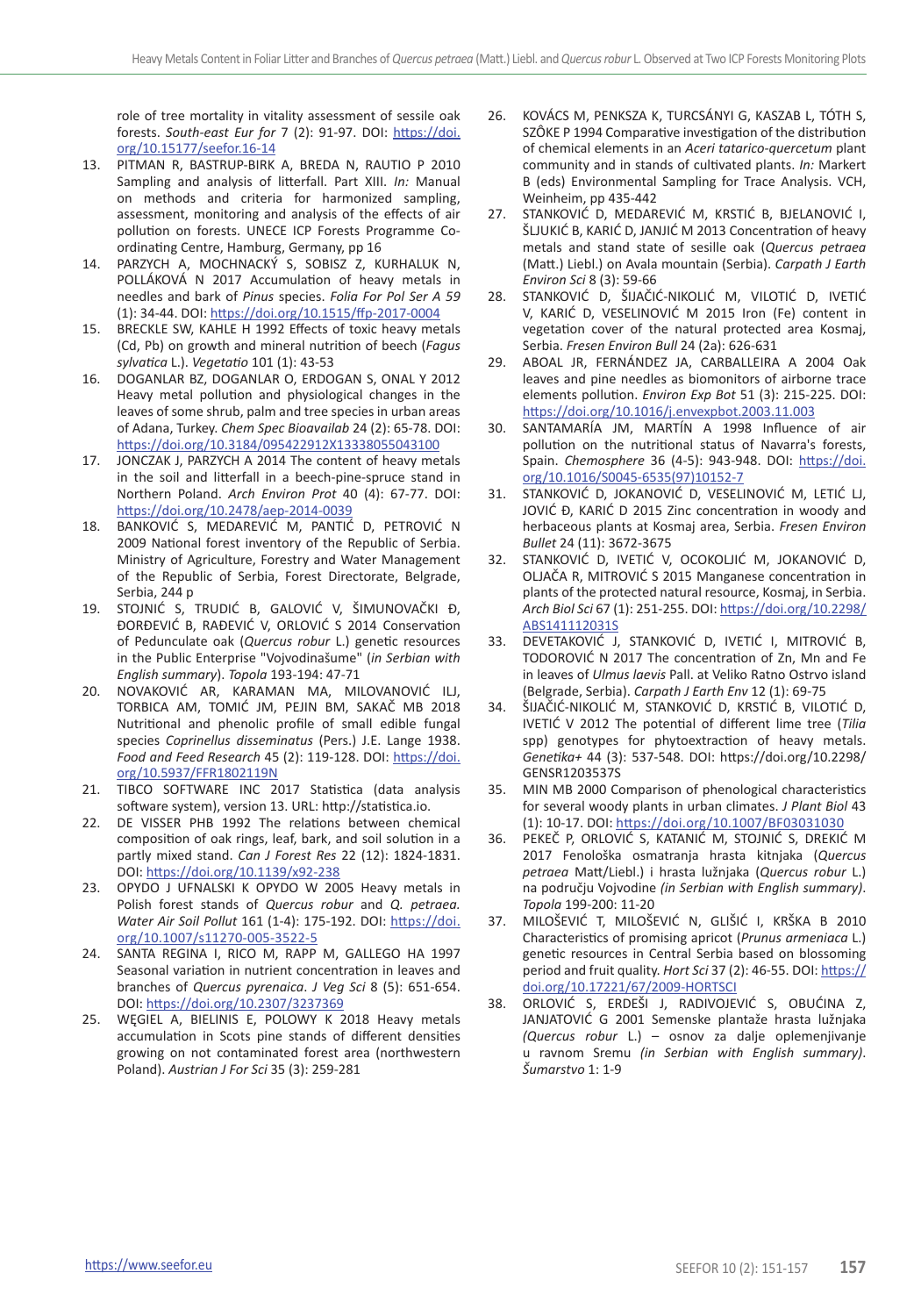role of tree mortality in vitality assessment of sessile oak forests. *South-east Eur for* 7 (2): 91-97. DOI: https://doi.org/10.15177/seefor.16-14

13. PITMAN R, BASTRUP-BIRK A, BREDA N, RAUTIO P 2010 Sampling and analysis of litterfall. Part XIII. *In:* Manual on methods and criteria for harmonized sampling, assessment, monitoring and analysis of the effects of air pollution on forests. UNECE ICP Forests Programme Co-ordinating Centre, Hamburg, Germany, pp 16
14. PARZYCH A, MOCHNACKÝ S, SOBISZ Z, KURHALUK N, POLLÁKOVÁ N 2017 Accumulation of heavy metals in needles and bark of *Pinus* species. *Folia For Pol Ser A 59* (1): 34-44. DOI: https://doi.org/10.1515/ffp-2017-0004
15. BRECKLE SW, KAHLE H 1992 Effects of toxic heavy metals (Cd, Pb) on growth and mineral nutrition of beech (*Fagus sylvatica* L.). *Vegetatio* 101 (1): 43-53
16. DOGANLAR BZ, DOGANLAR O, ERDOGAN S, ONAL Y 2012 Heavy metal pollution and physiological changes in the leaves of some shrub, palm and tree species in urban areas of Adana, Turkey. *Chem Spec Bioavailab* 24 (2): 65-78. DOI: https://doi.org/10.3184/095422912X13338055043100
17. JONCZAK J, PARZYCH A 2014 The content of heavy metals in the soil and litterfall in a beech-pine-spruce stand in Northern Poland. *Arch Environ Prot* 40 (4): 67-77. DOI: https://doi.org/10.2478/aep-2014-0039
18. BANKOVIĆ S, MEDAREVIĆ M, PANTIĆ D, PETROVIĆ N 2009 National forest inventory of the Republic of Serbia. Ministry of Agriculture, Forestry and Water Management of the Republic of Serbia, Forest Directorate, Belgrade, Serbia, 244 p
19. STOJNIĆ S, TRUDIĆ B, GALOVIĆ V, ŠIMUNOVAČKI Đ, ĐORĐEVIĆ B, RAĐEVIĆ V, ORLOVIĆ S 2014 Conservation of Pedunculate oak (*Quercus robur* L.) genetic resources in the Public Enterprise "Vojvodinašume" (*in Serbian with English summary*). *Topola* 193-194: 47-71
20. NOVAKOVIĆ AR, KARAMAN MA, MILOVANOVIĆ ILJ, TORBICA AM, TOMIĆ JM, PEJIN BM, SAKAČ MB 2018 Nutritional and phenolic profile of small edible fungal species *Coprinellus disseminatus* (Pers.) J.E. Lange 1938. *Food and Feed Research* 45 (2): 119-128. DOI: https://doi.org/10.5937/FFR1802119N
21. TIBCO SOFTWARE INC 2017 Statistica (data analysis software system), version 13. URL: http://statistica.io.
22. DE VISSER PHB 1992 The relations between chemical composition of oak rings, leaf, bark, and soil solution in a partly mixed stand. *Can J Forest Res* 22 (12): 1824-1831. DOI: https://doi.org/10.1139/x92-238
23. OPYDO J UFNALSKI K OPYDO W 2005 Heavy metals in Polish forest stands of *Quercus robur* and *Q. petraea. Water Air Soil Pollut* 161 (1-4): 175-192. DOI: https://doi.org/10.1007/s11270-005-3522-5
24. SANTA REGINA I, RICO M, RAPP M, GALLEGO HA 1997 Seasonal variation in nutrient concentration in leaves and branches of *Quercus pyrenaica*. *J Veg Sci* 8 (5): 651-654. DOI: https://doi.org/10.2307/3237369
25. WĘGIEL A, BIELINIS E, POLOWY K 2018 Heavy metals accumulation in Scots pine stands of different densities growing on not contaminated forest area (northwestern Poland). *Austrian J For Sci* 35 (3): 259-281
26. KOVÁCS M, PENKSZA K, TURCSÁNYI G, KASZAB L, TÓTH S, SZÔKE P 1994 Comparative investigation of the distribution of chemical elements in an *Aceri tatarico-quercetum* plant community and in stands of cultivated plants. *In:* Markert B (eds) Environmental Sampling for Trace Analysis. VCH, Weinheim, pp 435-442
27. STANKOVIĆ D, MEDAREVIĆ M, KRSTIĆ B, BJELANOVIĆ I, ŠLJUKIĆ B, KARIĆ D, JANJIĆ M 2013 Concentration of heavy metals and stand state of sesille oak (*Quercus petraea* (Matt.) Liebl.) on Avala mountain (Serbia). *Carpath J Earth Environ Sci* 8 (3): 59-66
28. STANKOVIĆ D, ŠIJAČIĆ-NIKOLIĆ M, VILOTIĆ D, IVETIĆ V, KARIĆ D, VESELINOVIĆ M 2015 Iron (Fe) content in vegetation cover of the natural protected area Kosmaj, Serbia. *Fresen Environ Bull* 24 (2a): 626-631
29. ABOAL JR, FERNÁNDEZ JA, CARBALLEIRA A 2004 Oak leaves and pine needles as biomonitors of airborne trace elements pollution. *Environ Exp Bot* 51 (3): 215-225. DOI: https://doi.org/10.1016/j.envexpbot.2003.11.003
30. SANTAMARÍA JM, MARTÍN A 1998 Influence of air pollution on the nutritional status of Navarra's forests, Spain. *Chemosphere* 36 (4-5): 943-948. DOI: https://doi.org/10.1016/S0045-6535(97)10152-7
31. STANKOVIĆ D, JOKANOVIĆ D, VESELINOVIĆ M, LETIĆ LJ, JOVIĆ Đ, KARIĆ D 2015 Zinc concentration in woody and herbaceous plants at Kosmaj area, Serbia. *Fresen Environ Bullet* 24 (11): 3672-3675
32. STANKOVIĆ D, IVETIĆ V, OCOKOLJIĆ M, JOKANOVIĆ D, OLJAČA R, MITROVIĆ S 2015 Manganese concentration in plants of the protected natural resource, Kosmaj, in Serbia. *Arch Biol Sci* 67 (1): 251-255. DOI: https://doi.org/10.2298/ABS141112031S
33. DEVETAKOVIĆ J, STANKOVIĆ D, IVETIĆ I, MITROVIĆ B, TODOROVIĆ N 2017 The concentration of Zn, Mn and Fe in leaves of *Ulmus laevis* Pall. at Veliko Ratno Ostrvo island (Belgrade, Serbia). *Carpath J Earth Env* 12 (1): 69-75
34. ŠIJAČIĆ-NIKOLIĆ M, STANKOVIĆ D, KRSTIĆ B, VILOTIĆ D, IVETIĆ V 2012 The potential of different lime tree (*Tilia* spp) genotypes for phytoextraction of heavy metals. *Genetika+* 44 (3): 537-548. DOI: https://doi.org/10.2298/GENSR1203537S
35. MIN MB 2000 Comparison of phenological characteristics for several woody plants in urban climates. *J Plant Biol* 43 (1): 10-17. DOI: https://doi.org/10.1007/BF03031030
36. PEKEČ P, ORLOVIĆ S, KATANIĆ M, STOJNIĆ S, DREKIĆ M 2017 Fenološka osmatranja hrasta kitnjaka (*Quercus petraea* Matt/Liebl.) i hrasta lužnjaka (*Quercus robur* L.) na području Vojvodine *(in Serbian with English summary)*. *Topola* 199-200: 11-20
37. MILOŠEVIĆ T, MILOŠEVIĆ N, GLIŠIĆ I, KRŠKA B 2010 Characteristics of promising apricot (*Prunus armeniaca* L.) genetic resources in Central Serbia based on blossoming period and fruit quality. *Hort Sci* 37 (2): 46-55. DOI: https://doi.org/10.17221/67/2009-HORTSCI
38. ORLOVIĆ S, ERDEŠI J, RADIVOJEVIĆ S, OBUĆINA Z, JANJATOVIĆ G 2001 Semenske plantaže hrasta lužnjaka *(Quercus robur* L.) – osnov za dalje oplemenjivanje u ravnom Sremu *(in Serbian with English summary)*. *Šumarstvo* 1: 1-9